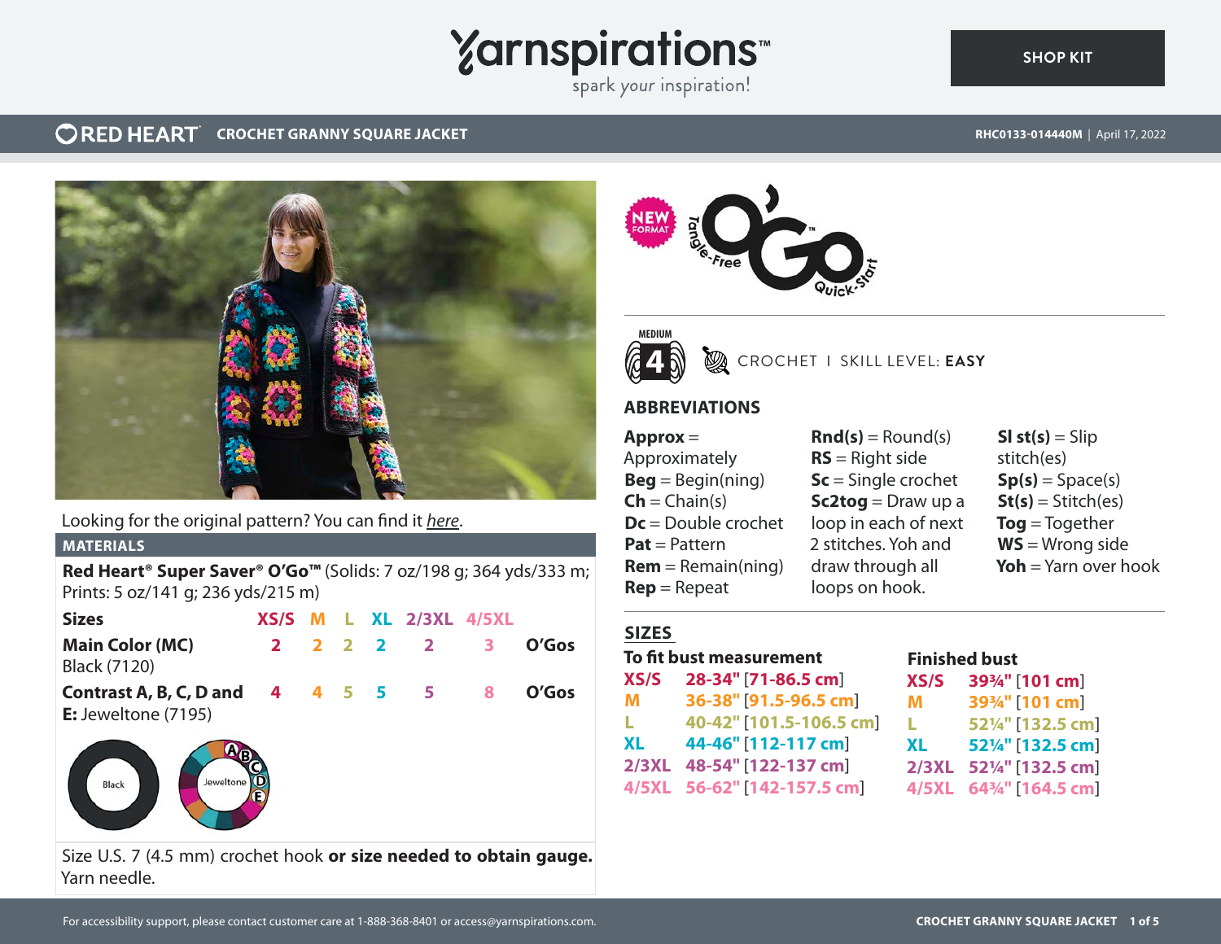# RED HEART CROCHET GRANNY SQUARE JACKET

RHC0133-014440M | April 17, 2022

Looking for the original pattern? You can find it *here*.

## MATERIALS

**Red Heart® Super Saver® O'Go™** (Solids: 7 oz/198 g; 364 yds/333 m; Prints: 5 oz/141 g; 236 yds/215 m)

| Sizes | XS/S | M | L | XL | 2/3XL | 4/5XL | |
|---|---|---|---|---|---|---|---|
| **Main Color (MC)** Black (7120) | 2 | 2 | 2 | 2 | 2 | 3 | O'Gos |
| **Contrast A, B, C, D and E:** Jeweltone (7195) | 4 | 4 | 5 | 5 | 5 | 8 | O'Gos |

Black

Jeweltone A B C D E

Size U.S. 7 (4.5 mm) crochet hook **or size needed to obtain gauge.**
Yarn needle.

NEW FORMAT Tangle-Free O'Go™ Quick-Start

MEDIUM 4 CROCHET I SKILL LEVEL: **EASY**

## ABBREVIATIONS

**Approx** = Approximately
**Beg** = Begin(ning)
**Ch** = Chain(s)
**Dc** = Double crochet
**Pat** = Pattern
**Rem** = Remain(ning)
**Rep** = Repeat
**Rnd(s)** = Round(s)
**RS** = Right side
**Sc** = Single crochet
**Sc2tog** = Draw up a loop in each of next 2 stitches. Yoh and draw through all loops on hook.
**Sl st(s)** = Slip stitch(es)
**Sp(s)** = Space(s)
**St(s)** = Stitch(es)
**Tog** = Together
**WS** = Wrong side
**Yoh** = Yarn over hook

## SIZES

| To fit bust measurement | | Finished bust | |
|---|---|---|---|
| **XS/S** | **28-34"** [**71-86.5 cm**] | **XS/S** | **39¾"** [**101 cm**] |
| **M** | **36-38"** [**91.5-96.5 cm**] | **M** | **39¾"** [**101 cm**] |
| **L** | **40-42"** [**101.5-106.5 cm**] | **L** | **52¼"** [**132.5 cm**] |
| **XL** | **44-46"** [**112-117 cm**] | **XL** | **52¼"** [**132.5 cm**] |
| **2/3XL** | **48-54"** [**122-137 cm**] | **2/3XL** | **52¼"** [**132.5 cm**] |
| **4/5XL** | **56-62"** [**142-157.5 cm**] | **4/5XL** | **64¾"** [**164.5 cm**] |

For accessibility support, please contact customer care at 1-888-368-8401 or access@yarnspirations.com.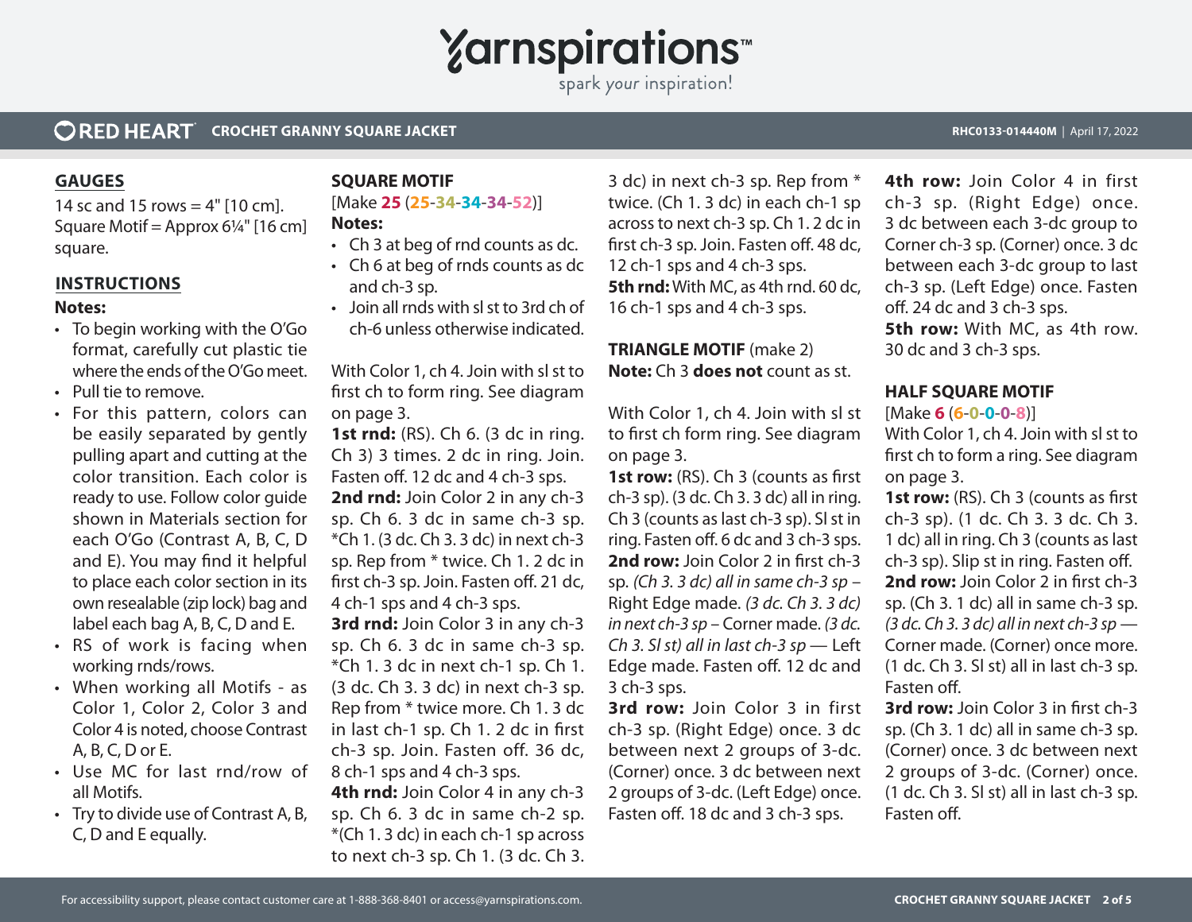## GAUGES

14 sc and 15 rows = 4" [10 cm].
Square Motif = Approx 6¼" [16 cm] square.

## INSTRUCTIONS

**Notes:**

- To begin working with the O'Go format, carefully cut plastic tie where the ends of the O'Go meet.
- Pull tie to remove.
- For this pattern, colors can be easily separated by gently pulling apart and cutting at the color transition. Each color is ready to use. Follow color guide shown in Materials section for each O'Go (Contrast A, B, C, D and E). You may find it helpful to place each color section in its own resealable (zip lock) bag and label each bag A, B, C, D and E.
- RS of work is facing when working rnds/rows.
- When working all Motifs - as Color 1, Color 2, Color 3 and Color 4 is noted, choose Contrast A, B, C, D or E.
- Use MC for last rnd/row of all Motifs.
- Try to divide use of Contrast A, B, C, D and E equally.

## SQUARE MOTIF

[Make **25** (**25**-**34**-**34**-**34**-**52**)]

**Notes:**

- Ch 3 at beg of rnd counts as dc.
- Ch 6 at beg of rnds counts as dc and ch-3 sp.
- Join all rnds with sl st to 3rd ch of ch-6 unless otherwise indicated.

With Color 1, ch 4. Join with sl st to first ch to form ring. See diagram on page 3.

**1st rnd:** (RS). Ch 6. (3 dc in ring. Ch 3) 3 times. 2 dc in ring. Join. Fasten off. 12 dc and 4 ch-3 sps.

**2nd rnd:** Join Color 2 in any ch-3 sp. Ch 6. 3 dc in same ch-3 sp. *Ch 1. (3 dc. Ch 3. 3 dc) in next ch-3 sp. Rep from * twice. Ch 1. 2 dc in first ch-3 sp. Join. Fasten off. 21 dc, 4 ch-1 sps and 4 ch-3 sps.

**3rd rnd:** Join Color 3 in any ch-3 sp. Ch 6. 3 dc in same ch-3 sp. *Ch 1. 3 dc in next ch-1 sp. Ch 1. (3 dc. Ch 3. 3 dc) in next ch-3 sp. Rep from * twice more. Ch 1. 3 dc in last ch-1 sp. Ch 1. 2 dc in first ch-3 sp. Join. Fasten off. 36 dc, 8 ch-1 sps and 4 ch-3 sps.

**4th rnd:** Join Color 4 in any ch-3 sp. Ch 6. 3 dc in same ch-2 sp. *(Ch 1. 3 dc) in each ch-1 sp across to next ch-3 sp. Ch 1. (3 dc. Ch 3. 3 dc) in next ch-3 sp. Rep from * twice. (Ch 1. 3 dc) in each ch-1 sp across to next ch-3 sp. Ch 1. 2 dc in first ch-3 sp. Join. Fasten off. 48 dc, 12 ch-1 sps and 4 ch-3 sps.

**5th rnd:** With MC, as 4th rnd. 60 dc, 16 ch-1 sps and 4 ch-3 sps.

## TRIANGLE MOTIF (make 2)

**Note:** Ch 3 **does not** count as st.

With Color 1, ch 4. Join with sl st to first ch form ring. See diagram on page 3.

**1st row:** (RS). Ch 3 (counts as first ch-3 sp). (3 dc. Ch 3. 3 dc) all in ring. Ch 3 (counts as last ch-3 sp). Sl st in ring. Fasten off. 6 dc and 3 ch-3 sps.

**2nd row:** Join Color 2 in first ch-3 sp. *(Ch 3. 3 dc) all in same ch-3 sp* – Right Edge made. *(3 dc. Ch 3. 3 dc) in next ch-3 sp* – Corner made. *(3 dc. Ch 3. Sl st) all in last ch-3 sp* — Left Edge made. Fasten off. 12 dc and 3 ch-3 sps.

**3rd row:** Join Color 3 in first ch-3 sp. (Right Edge) once. 3 dc between next 2 groups of 3-dc. (Corner) once. 3 dc between next 2 groups of 3-dc. (Left Edge) once. Fasten off. 18 dc and 3 ch-3 sps.

**4th row:** Join Color 4 in first ch-3 sp. (Right Edge) once. 3 dc between each 3-dc group to Corner ch-3 sp. (Corner) once. 3 dc between each 3-dc group to last ch-3 sp. (Left Edge) once. Fasten off. 24 dc and 3 ch-3 sps.

**5th row:** With MC, as 4th row. 30 dc and 3 ch-3 sps.

## HALF SQUARE MOTIF

[Make **6** (**6**-**0**-**0**-**0**-**8**)]

With Color 1, ch 4. Join with sl st to first ch to form a ring. See diagram on page 3.

**1st row:** (RS). Ch 3 (counts as first ch-3 sp). (1 dc. Ch 3. 3 dc. Ch 3. 1 dc) all in ring. Ch 3 (counts as last ch-3 sp). Slip st in ring. Fasten off.

**2nd row:** Join Color 2 in first ch-3 sp. (Ch 3. 1 dc) all in same ch-3 sp. *(3 dc. Ch 3. 3 dc) all in next ch-3 sp* — Corner made. (Corner) once more. (1 dc. Ch 3. Sl st) all in last ch-3 sp. Fasten off.

**3rd row:** Join Color 3 in first ch-3 sp. (Ch 3. 1 dc) all in same ch-3 sp. (Corner) once. 3 dc between next 2 groups of 3-dc. (Corner) once. (1 dc. Ch 3. Sl st) all in last ch-3 sp. Fasten off.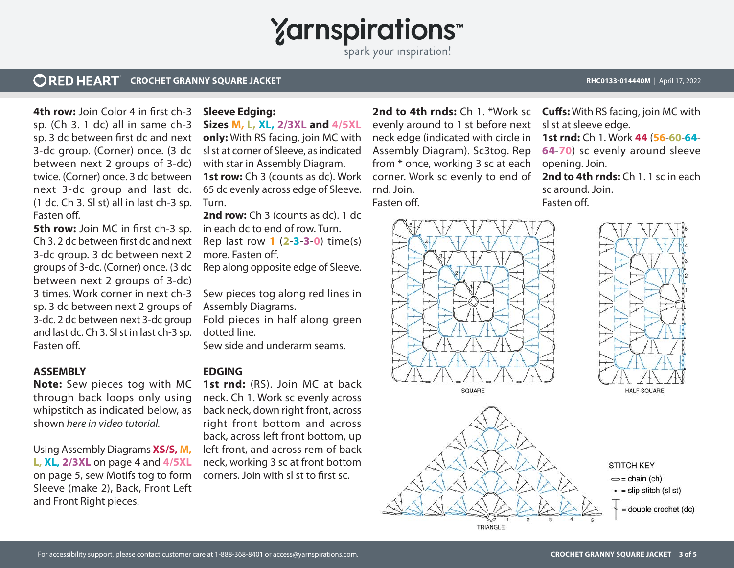**4th row:** Join Color 4 in first ch-3 sp. (Ch 3. 1 dc) all in same ch-3 sp. 3 dc between first dc and next 3-dc group. (Corner) once. (3 dc between next 2 groups of 3-dc) twice. (Corner) once. 3 dc between next 3-dc group and last dc. (1 dc. Ch 3. Sl st) all in last ch-3 sp. Fasten off.

**5th row:** Join MC in first ch-3 sp. Ch 3. 2 dc between first dc and next 3-dc group. 3 dc between next 2 groups of 3-dc. (Corner) once. (3 dc between next 2 groups of 3-dc) 3 times. Work corner in next ch-3 sp. 3 dc between next 2 groups of 3-dc. 2 dc between next 3-dc group and last dc. Ch 3. Sl st in last ch-3 sp. Fasten off.

## ASSEMBLY

**Note:** Sew pieces tog with MC through back loops only using whipstitch as indicated below, as shown *here in video tutorial.*

Using Assembly Diagrams **XS/S, M, L, XL, 2/3XL** on page 4 and **4/5XL** on page 5, sew Motifs tog to form Sleeve (make 2), Back, Front Left and Front Right pieces.

**Sleeve Edging:**

**Sizes M, L, XL, 2/3XL and 4/5XL only:** With RS facing, join MC with sl st at corner of Sleeve, as indicated with star in Assembly Diagram.

**1st row:** Ch 3 (counts as dc). Work 65 dc evenly across edge of Sleeve. Turn.

**2nd row:** Ch 3 (counts as dc). 1 dc in each dc to end of row. Turn.

Rep last row **1** (**2**-**3**-**3**-**0**) time(s) more. Fasten off.

Rep along opposite edge of Sleeve.

Sew pieces tog along red lines in Assembly Diagrams.

Fold pieces in half along green dotted line.

Sew side and underarm seams.

## EDGING

**1st rnd:** (RS). Join MC at back neck. Ch 1. Work sc evenly across back neck, down right front, across right front bottom and across back, across left front bottom, up left front, and across rem of back neck, working 3 sc at front bottom corners. Join with sl st to first sc.

**2nd to 4th rnds:** Ch 1. *Work sc evenly around to 1 st before next neck edge (indicated with circle in Assembly Diagram). Sc3tog. Rep from * once, working 3 sc at each corner. Work sc evenly to end of rnd. Join.

Fasten off.

**Cuffs:** With RS facing, join MC with sl st at sleeve edge.

**1st rnd:** Ch 1. Work **44** (**56**-**60**-**64**-**64**-**70**) sc evenly around sleeve opening. Join.

**2nd to 4th rnds:** Ch 1. 1 sc in each sc around. Join.

Fasten off.

SQUARE

HALF SQUARE

TRIANGLE

STITCH KEY

- = chain (ch)
- = slip stitch (sl st)
- = double crochet (dc)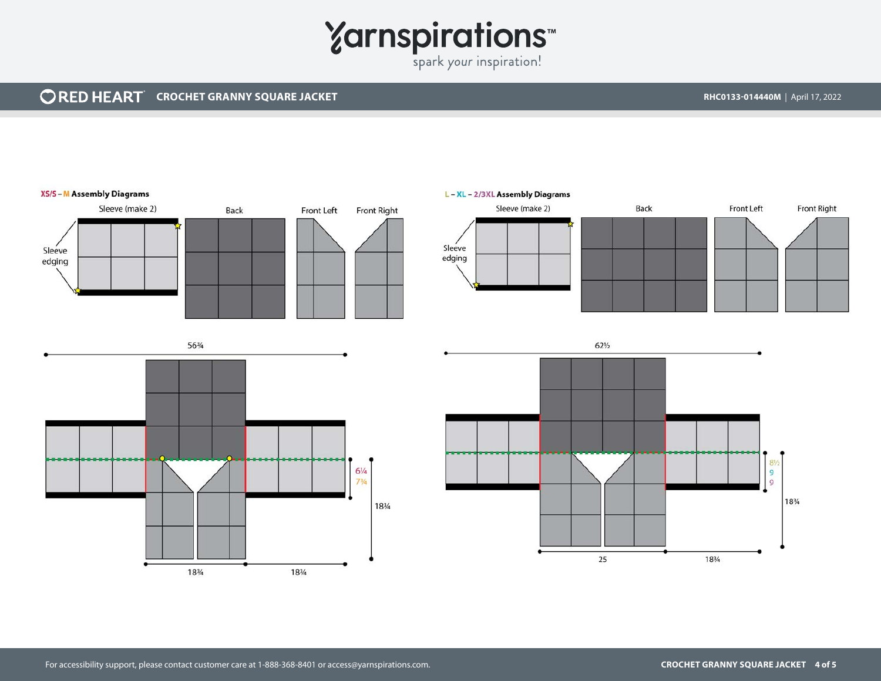### XS/S – M Assembly Diagrams

Sleeve (make 2)

Back

Front Left

Front Right

Sleeve edging

56¾

6¼
7¼

18¾

18¾

18¾

### L – XL – 2/3XL Assembly Diagrams

Sleeve (make 2)

Back

Front Left

Front Right

Sleeve edging

62½

8½
9
9

18¾

25

18¾

For accessibility support, please contact customer care at 1-888-368-8401 or access@yarnspirations.com.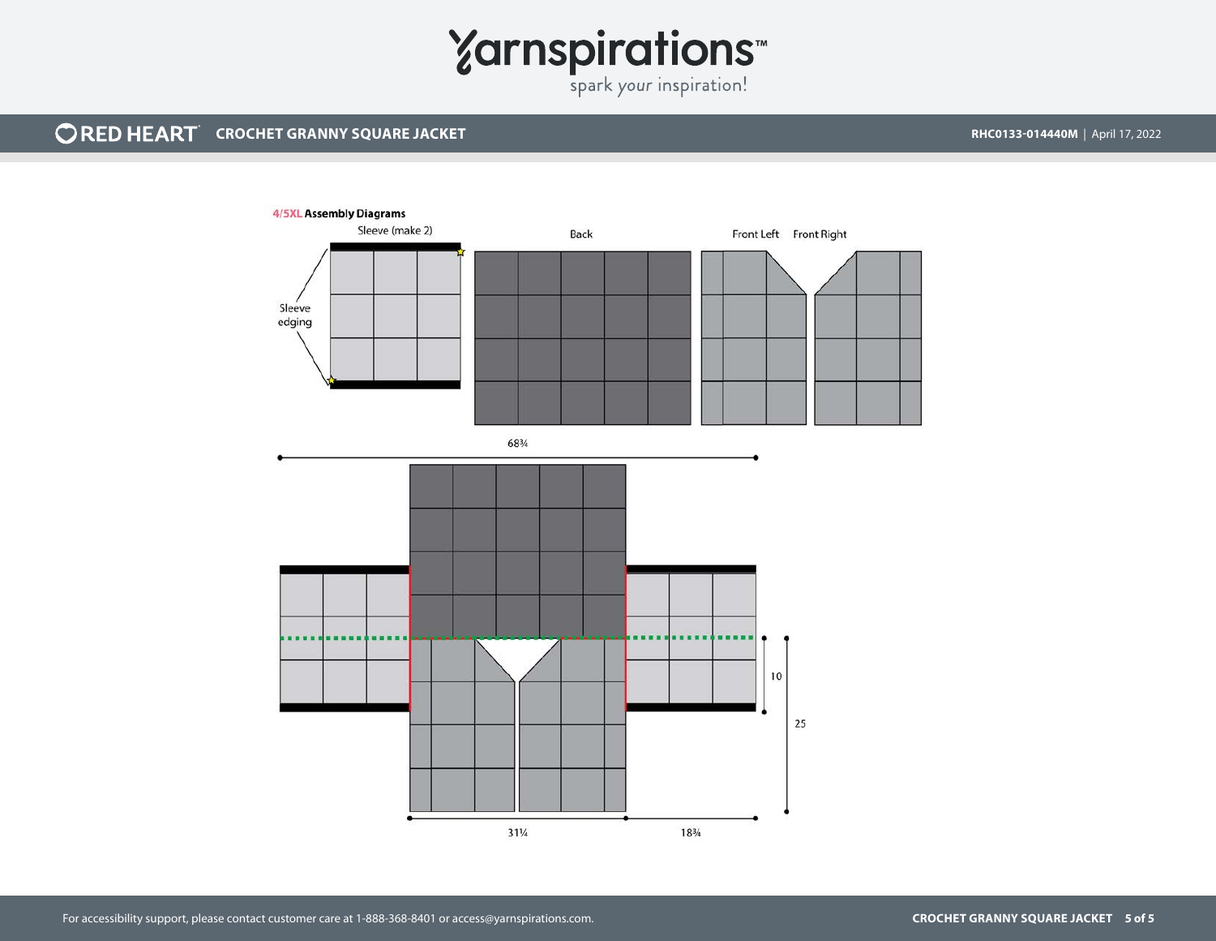## 4/5XL Assembly Diagrams

Sleeve (make 2)

Sleeve edging

Back

Front Left

Front Right

68¾

10

25

31¼

18¾